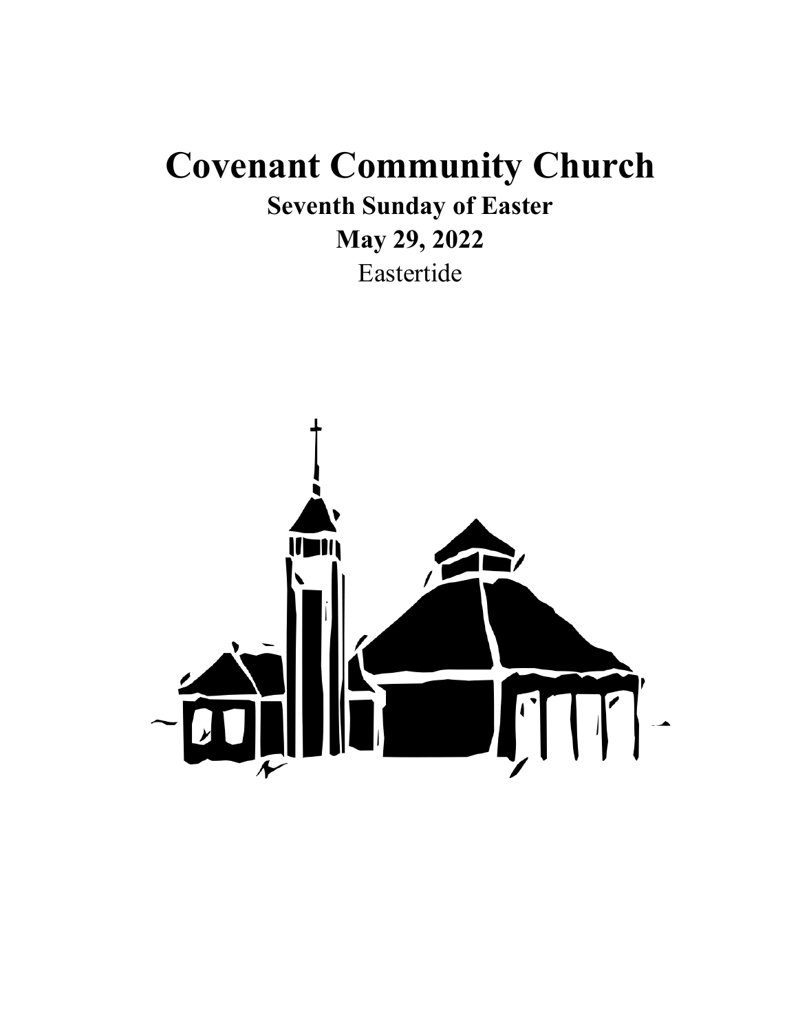# Covenant Community Church

## Seventh Sunday of Easter

## May 29, 2022

Eastertide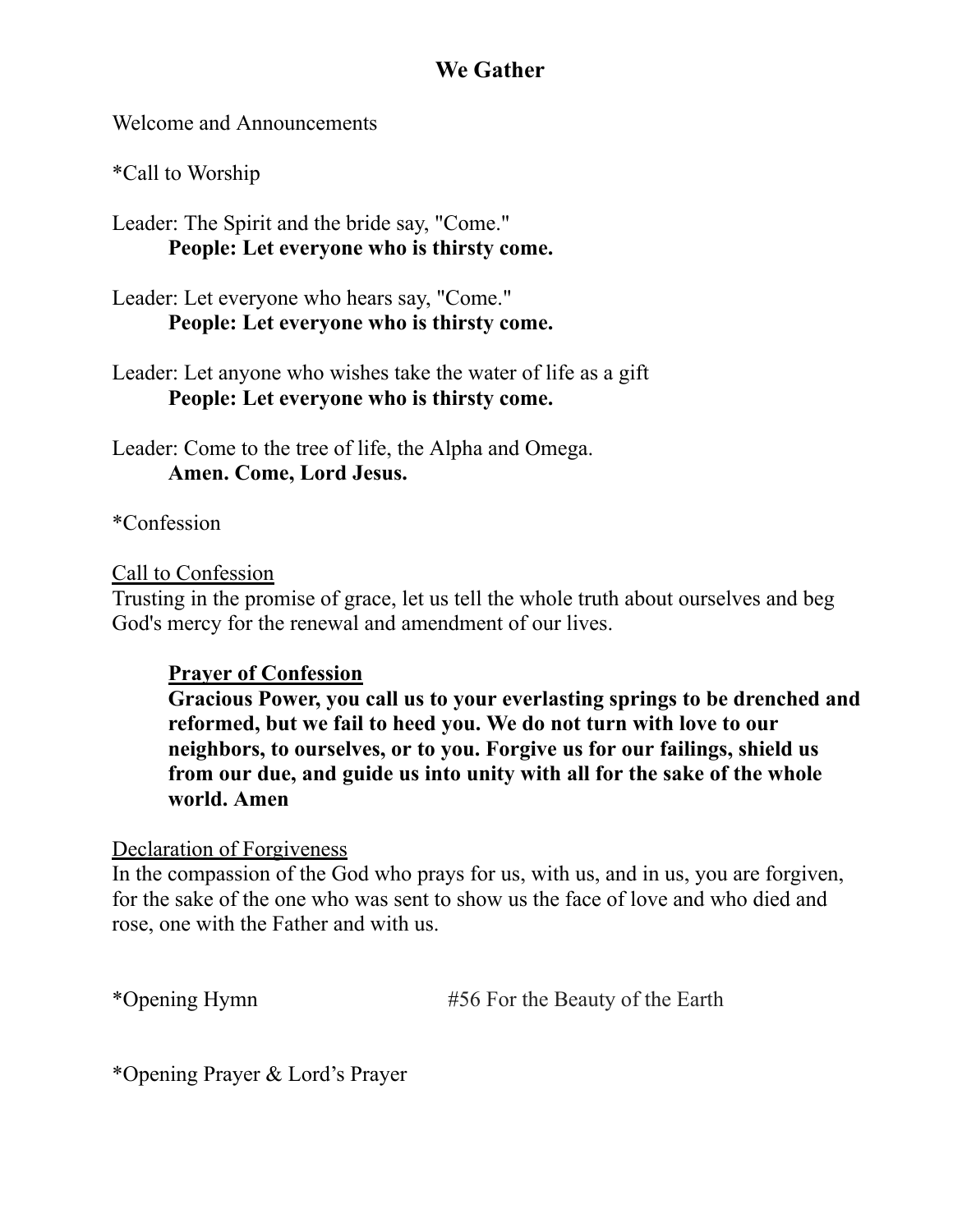## We Gather

Welcome and Announcements

*Call to Worship

Leader: The Spirit and the bride say, "Come."
**People: Let everyone who is thirsty come.**

Leader: Let everyone who hears say, "Come."
**People: Let everyone who is thirsty come.**

Leader: Let anyone who wishes take the water of life as a gift
**People: Let everyone who is thirsty come.**

Leader: Come to the tree of life, the Alpha and Omega.
**Amen. Come, Lord Jesus.**

*Confession

<u>Call to Confession</u>
Trusting in the promise of grace, let us tell the whole truth about ourselves and beg God's mercy for the renewal and amendment of our lives.

**<u>Prayer of Confession</u>**
**Gracious Power, you call us to your everlasting springs to be drenched and reformed, but we fail to heed you. We do not turn with love to our neighbors, to ourselves, or to you. Forgive us for our failings, shield us from our due, and guide us into unity with all for the sake of the whole world. Amen**

<u>Declaration of Forgiveness</u>
In the compassion of the God who prays for us, with us, and in us, you are forgiven, for the sake of the one who was sent to show us the face of love and who died and rose, one with the Father and with us.

*Opening Hymn #56 For the Beauty of the Earth

*Opening Prayer & Lord's Prayer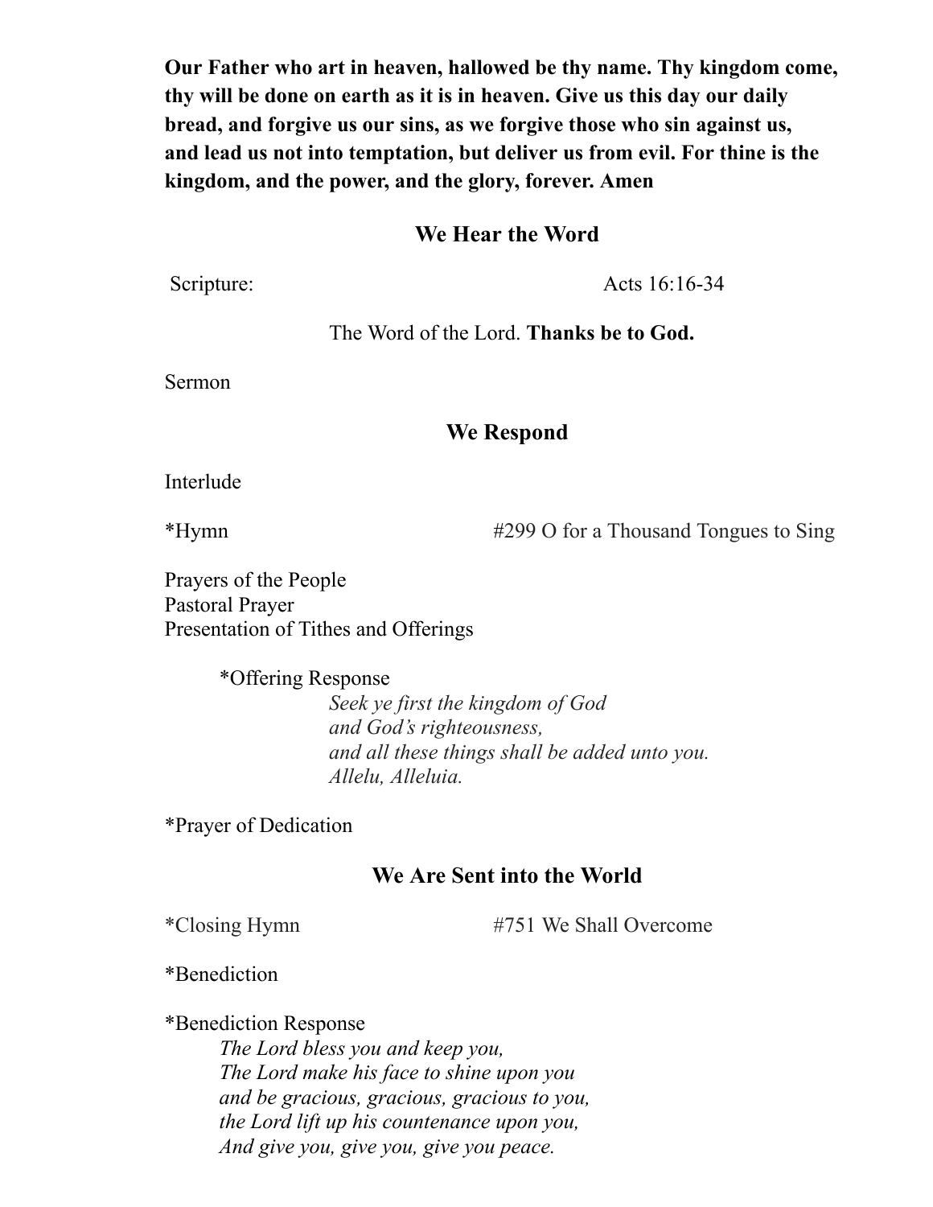**Our Father who art in heaven, hallowed be thy name. Thy kingdom come, thy will be done on earth as it is in heaven. Give us this day our daily bread, and forgive us our sins, as we forgive those who sin against us, and lead us not into temptation, but deliver us from evil. For thine is the kingdom, and the power, and the glory, forever. Amen**

## We Hear the Word

Scripture: Acts 16:16-34

The Word of the Lord. **Thanks be to God.**

Sermon

## We Respond

Interlude

*Hymn #299 O for a Thousand Tongues to Sing

Prayers of the People
Pastoral Prayer
Presentation of Tithes and Offerings

*Offering Response

*Seek ye first the kingdom of God*
*and God's righteousness,*
*and all these things shall be added unto you.*
*Allelu, Alleluia.*

*Prayer of Dedication

## We Are Sent into the World

*Closing Hymn #751 We Shall Overcome

*Benediction

*Benediction Response

*The Lord bless you and keep you,*
*The Lord make his face to shine upon you*
*and be gracious, gracious, gracious to you,*
*the Lord lift up his countenance upon you,*
*And give you, give you, give you peace.*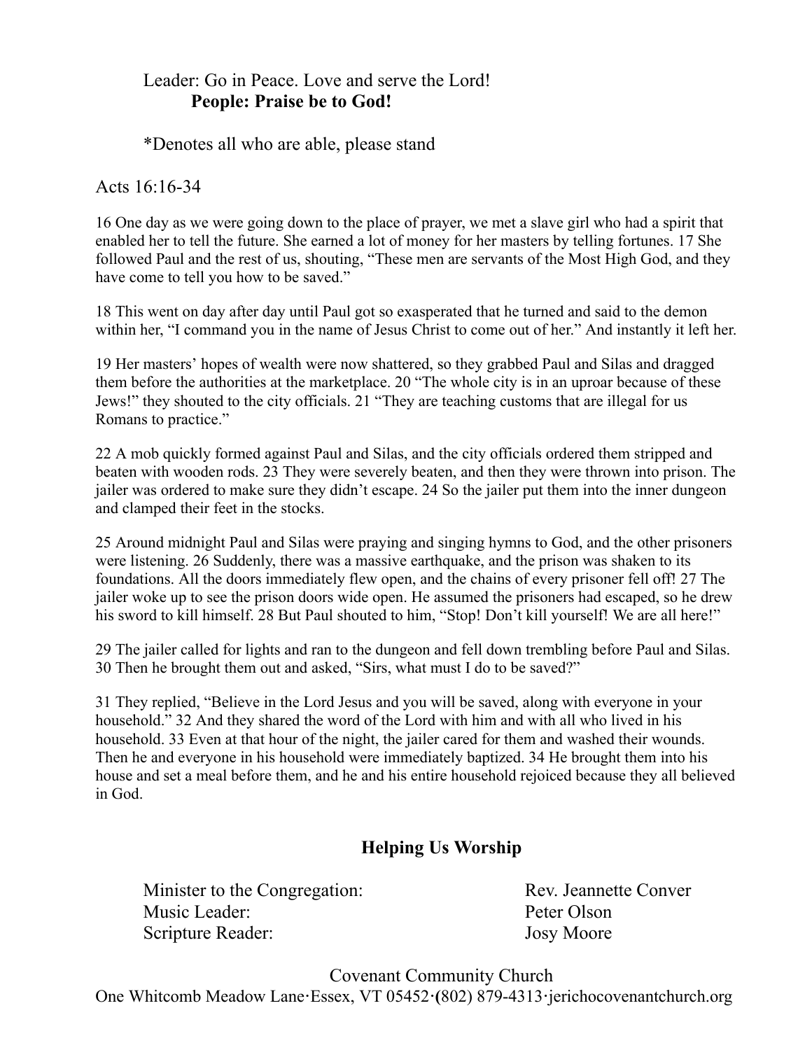Leader: Go in Peace. Love and serve the Lord!
**People: Praise be to God!**

*Denotes all who are able, please stand

Acts 16:16-34

16 One day as we were going down to the place of prayer, we met a slave girl who had a spirit that enabled her to tell the future. She earned a lot of money for her masters by telling fortunes. 17 She followed Paul and the rest of us, shouting, "These men are servants of the Most High God, and they have come to tell you how to be saved."

18 This went on day after day until Paul got so exasperated that he turned and said to the demon within her, "I command you in the name of Jesus Christ to come out of her." And instantly it left her.

19 Her masters' hopes of wealth were now shattered, so they grabbed Paul and Silas and dragged them before the authorities at the marketplace. 20 "The whole city is in an uproar because of these Jews!" they shouted to the city officials. 21 "They are teaching customs that are illegal for us Romans to practice."

22 A mob quickly formed against Paul and Silas, and the city officials ordered them stripped and beaten with wooden rods. 23 They were severely beaten, and then they were thrown into prison. The jailer was ordered to make sure they didn't escape. 24 So the jailer put them into the inner dungeon and clamped their feet in the stocks.

25 Around midnight Paul and Silas were praying and singing hymns to God, and the other prisoners were listening. 26 Suddenly, there was a massive earthquake, and the prison was shaken to its foundations. All the doors immediately flew open, and the chains of every prisoner fell off! 27 The jailer woke up to see the prison doors wide open. He assumed the prisoners had escaped, so he drew his sword to kill himself. 28 But Paul shouted to him, "Stop! Don't kill yourself! We are all here!"

29 The jailer called for lights and ran to the dungeon and fell down trembling before Paul and Silas. 30 Then he brought them out and asked, "Sirs, what must I do to be saved?"

31 They replied, "Believe in the Lord Jesus and you will be saved, along with everyone in your household." 32 And they shared the word of the Lord with him and with all who lived in his household. 33 Even at that hour of the night, the jailer cared for them and washed their wounds. Then he and everyone in his household were immediately baptized. 34 He brought them into his house and set a meal before them, and he and his entire household rejoiced because they all believed in God.

## Helping Us Worship

| | |
|---|---|
| Minister to the Congregation: | Rev. Jeannette Conver |
| Music Leader: | Peter Olson |
| Scripture Reader: | Josy Moore |

Covenant Community Church
One Whitcomb Meadow Lane·Essex, VT 05452·(802) 879-4313·jerichocovenantchurch.org